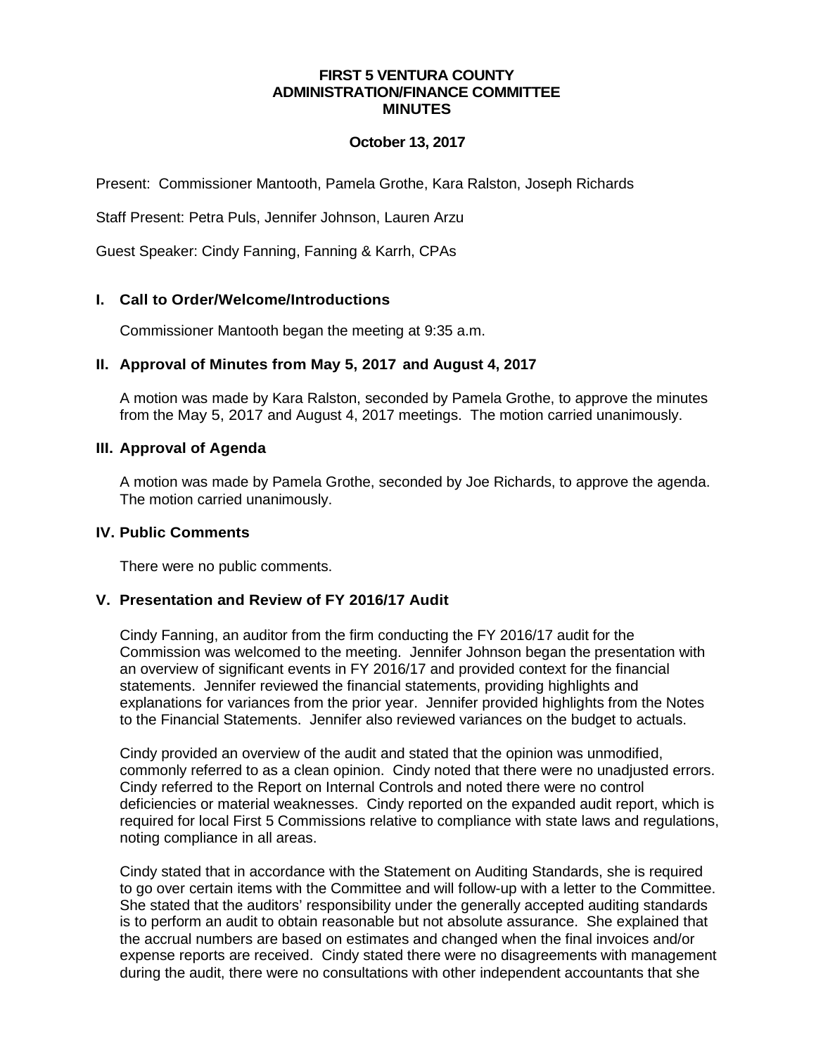# FIRST 5 VENTURA COUNTY
## ADMINISTRATION/FINANCE COMMITTEE
## MINUTES

**October 13, 2017**

Present: Commissioner Mantooth, Pamela Grothe, Kara Ralston, Joseph Richards

Staff Present: Petra Puls, Jennifer Johnson, Lauren Arzu

Guest Speaker: Cindy Fanning, Fanning & Karrh, CPAs

### I. Call to Order/Welcome/Introductions

Commissioner Mantooth began the meeting at 9:35 a.m.

### II. Approval of Minutes from May 5, 2017 and August 4, 2017

A motion was made by Kara Ralston, seconded by Pamela Grothe, to approve the minutes from the May 5, 2017 and August 4, 2017 meetings. The motion carried unanimously.

### III. Approval of Agenda

A motion was made by Pamela Grothe, seconded by Joe Richards, to approve the agenda. The motion carried unanimously.

### IV. Public Comments

There were no public comments.

### V. Presentation and Review of FY 2016/17 Audit

Cindy Fanning, an auditor from the firm conducting the FY 2016/17 audit for the Commission was welcomed to the meeting. Jennifer Johnson began the presentation with an overview of significant events in FY 2016/17 and provided context for the financial statements. Jennifer reviewed the financial statements, providing highlights and explanations for variances from the prior year. Jennifer provided highlights from the Notes to the Financial Statements. Jennifer also reviewed variances on the budget to actuals.

Cindy provided an overview of the audit and stated that the opinion was unmodified, commonly referred to as a clean opinion. Cindy noted that there were no unadjusted errors. Cindy referred to the Report on Internal Controls and noted there were no control deficiencies or material weaknesses. Cindy reported on the expanded audit report, which is required for local First 5 Commissions relative to compliance with state laws and regulations, noting compliance in all areas.

Cindy stated that in accordance with the Statement on Auditing Standards, she is required to go over certain items with the Committee and will follow-up with a letter to the Committee. She stated that the auditors' responsibility under the generally accepted auditing standards is to perform an audit to obtain reasonable but not absolute assurance. She explained that the accrual numbers are based on estimates and changed when the final invoices and/or expense reports are received. Cindy stated there were no disagreements with management during the audit, there were no consultations with other independent accountants that she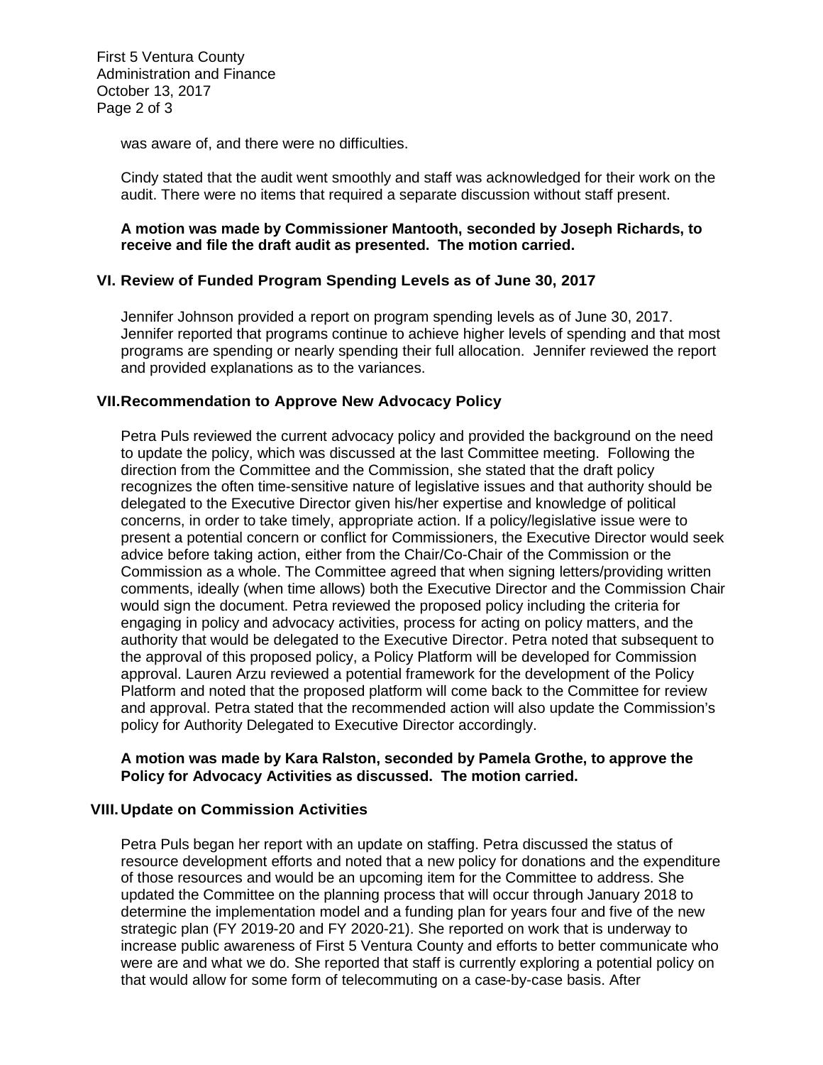was aware of, and there were no difficulties.

Cindy stated that the audit went smoothly and staff was acknowledged for their work on the audit. There were no items that required a separate discussion without staff present.

**A motion was made by Commissioner Mantooth, seconded by Joseph Richards, to receive and file the draft audit as presented. The motion carried.**

## VI. Review of Funded Program Spending Levels as of June 30, 2017

Jennifer Johnson provided a report on program spending levels as of June 30, 2017. Jennifer reported that programs continue to achieve higher levels of spending and that most programs are spending or nearly spending their full allocation. Jennifer reviewed the report and provided explanations as to the variances.

## VII. Recommendation to Approve New Advocacy Policy

Petra Puls reviewed the current advocacy policy and provided the background on the need to update the policy, which was discussed at the last Committee meeting. Following the direction from the Committee and the Commission, she stated that the draft policy recognizes the often time-sensitive nature of legislative issues and that authority should be delegated to the Executive Director given his/her expertise and knowledge of political concerns, in order to take timely, appropriate action. If a policy/legislative issue were to present a potential concern or conflict for Commissioners, the Executive Director would seek advice before taking action, either from the Chair/Co-Chair of the Commission or the Commission as a whole. The Committee agreed that when signing letters/providing written comments, ideally (when time allows) both the Executive Director and the Commission Chair would sign the document. Petra reviewed the proposed policy including the criteria for engaging in policy and advocacy activities, process for acting on policy matters, and the authority that would be delegated to the Executive Director. Petra noted that subsequent to the approval of this proposed policy, a Policy Platform will be developed for Commission approval. Lauren Arzu reviewed a potential framework for the development of the Policy Platform and noted that the proposed platform will come back to the Committee for review and approval. Petra stated that the recommended action will also update the Commission's policy for Authority Delegated to Executive Director accordingly.

**A motion was made by Kara Ralston, seconded by Pamela Grothe, to approve the Policy for Advocacy Activities as discussed. The motion carried.**

## VIII. Update on Commission Activities

Petra Puls began her report with an update on staffing. Petra discussed the status of resource development efforts and noted that a new policy for donations and the expenditure of those resources and would be an upcoming item for the Committee to address. She updated the Committee on the planning process that will occur through January 2018 to determine the implementation model and a funding plan for years four and five of the new strategic plan (FY 2019-20 and FY 2020-21). She reported on work that is underway to increase public awareness of First 5 Ventura County and efforts to better communicate who were are and what we do. She reported that staff is currently exploring a potential policy on that would allow for some form of telecommuting on a case-by-case basis. After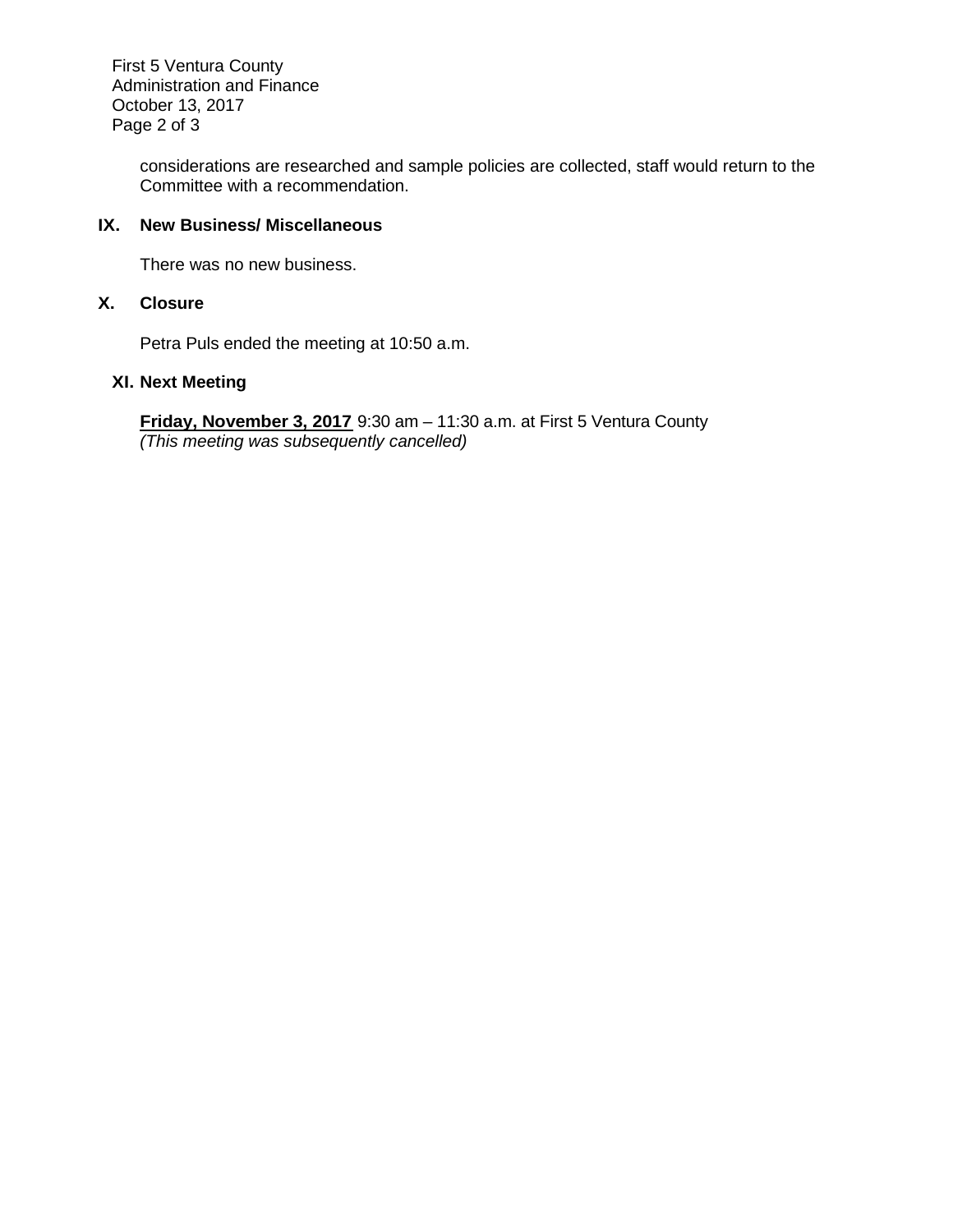considerations are researched and sample policies are collected, staff would return to the Committee with a recommendation.

## IX. New Business/ Miscellaneous

There was no new business.

## X. Closure

Petra Puls ended the meeting at 10:50 a.m.

## XI. Next Meeting

**Friday, November 3, 2017** 9:30 am – 11:30 a.m. at First 5 Ventura County
*(This meeting was subsequently cancelled)*